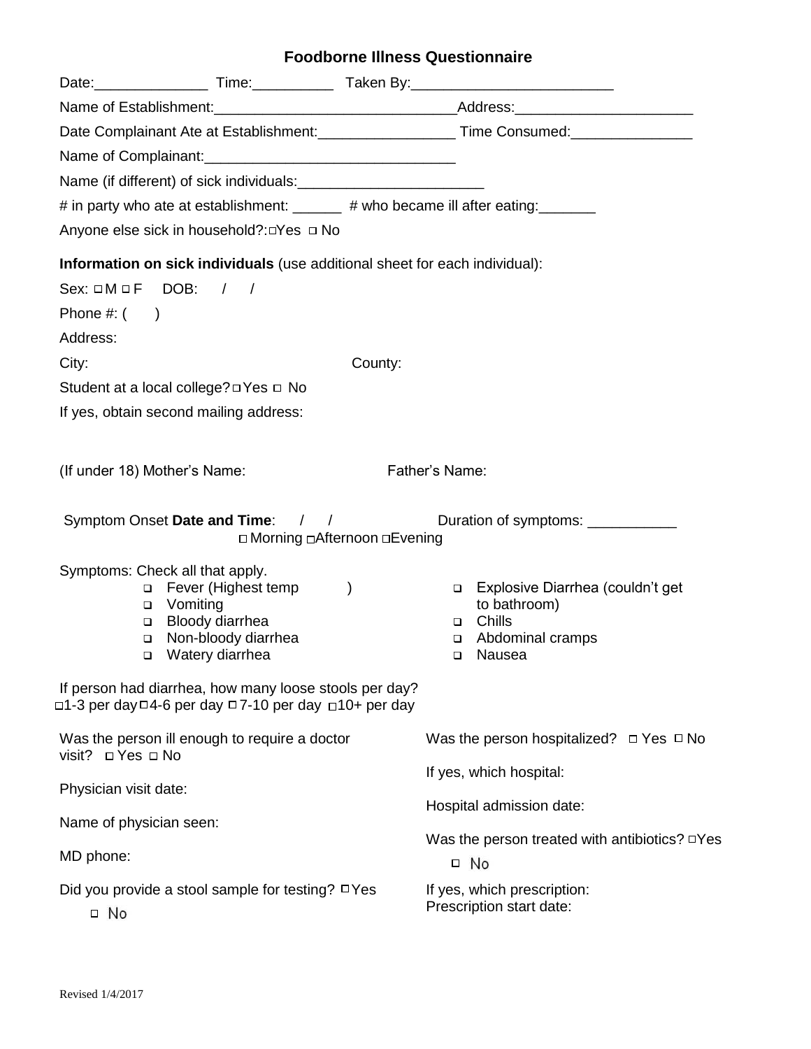# Foodborne Illness Questionnaire

Date:______________ Time:__________ Taken By:_________________________

Name of Establishment:______________________________Address:______________________

Date Complainant Ate at Establishment:_________________ Time Consumed:_______________

Name of Complainant:_______________________________

Name (if different) of sick individuals:_______________________

# in party who ate at establishment: ______ # who became ill after eating:_______

Anyone else sick in household?: ☐Yes ☐ No

**Information on sick individuals** (use additional sheet for each individual):

Sex: ☐ M ☐ F DOB: / /

Phone #: ( )

Address:

City: County:

Student at a local college? ☐ Yes ☐ No

If yes, obtain second mailing address:

(If under 18) Mother's Name: Father's Name:

Symptom Onset **Date and Time**: / / Duration of symptoms: ___________

☐ Morning ☐ Afternoon ☐ Evening

Symptoms: Check all that apply.

- ☐ Fever (Highest temp )
- ☐ Vomiting
- ☐ Bloody diarrhea
- ☐ Non-bloody diarrhea
- ☐ Watery diarrhea
- ☐ Explosive Diarrhea (couldn't get to bathroom)
- ☐ Chills
- ☐ Abdominal cramps
- ☐ Nausea

If person had diarrhea, how many loose stools per day?
☐ 1-3 per day ☐ 4-6 per day ☐ 7-10 per day ☐ 10+ per day

Was the person ill enough to require a doctor visit? ☐ Yes ☐ No

Physician visit date:

Name of physician seen:

MD phone:

Did you provide a stool sample for testing? ☐ Yes ☐ No

Was the person hospitalized? ☐ Yes ☐ No

If yes, which hospital:

Hospital admission date:

Was the person treated with antibiotics? ☐ Yes ☐ No

If yes, which prescription:
Prescription start date:

Revised 1/4/2017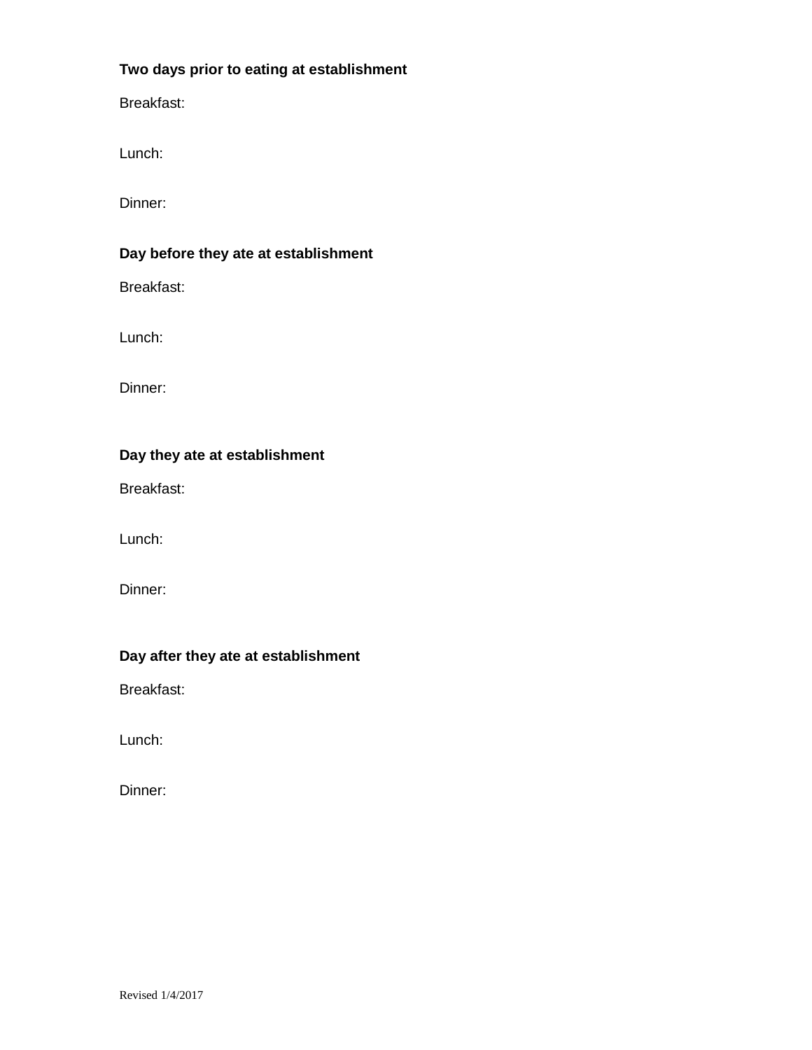**Two days prior to eating at establishment**

Breakfast:

Lunch:

Dinner:

**Day before they ate at establishment**

Breakfast:

Lunch:

Dinner:

**Day they ate at establishment**

Breakfast:

Lunch:

Dinner:

**Day after they ate at establishment**

Breakfast:

Lunch:

Dinner:

Revised 1/4/2017